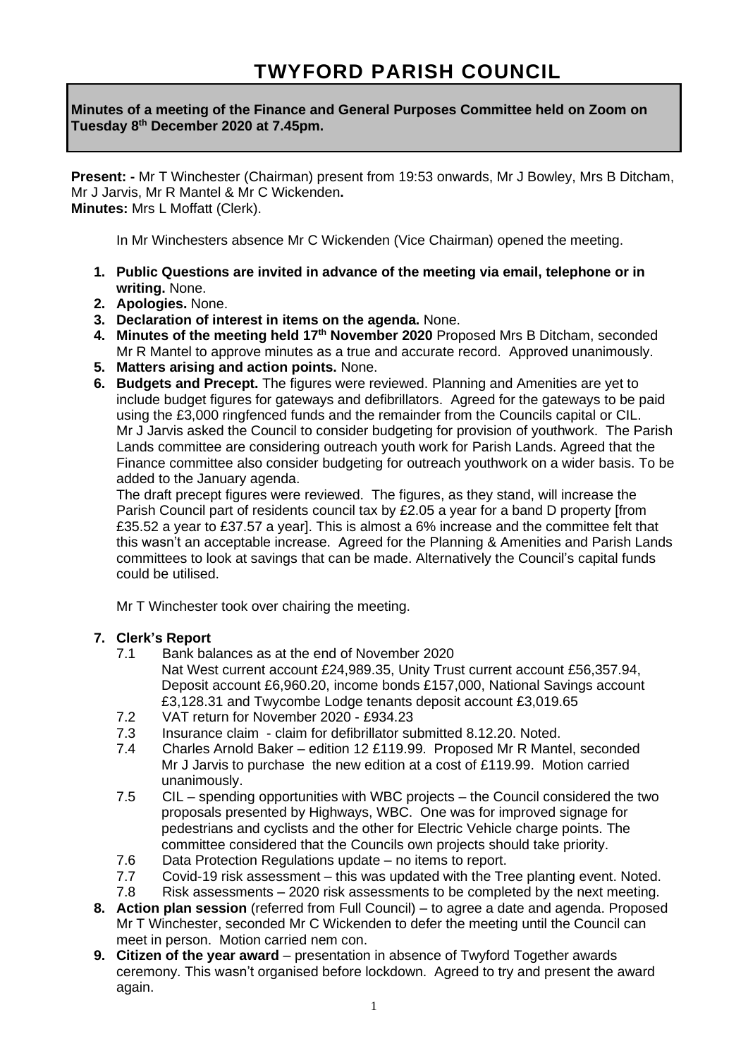# TWYFORD PARISH COUNCIL

**Minutes of a meeting of the Finance and General Purposes Committee held on Zoom on Tuesday 8th December 2020 at 7.45pm.**

**Present: -** Mr T Winchester (Chairman) present from 19:53 onwards, Mr J Bowley, Mrs B Ditcham, Mr J Jarvis, Mr R Mantel & Mr C Wickenden**.**
**Minutes:** Mrs L Moffatt (Clerk).

In Mr Winchesters absence Mr C Wickenden (Vice Chairman) opened the meeting.

1. **Public Questions are invited in advance of the meeting via email, telephone or in writing.** None.
2. **Apologies.** None.
3. **Declaration of interest in items on the agenda.** None.
4. **Minutes of the meeting held 17th November 2020** Proposed Mrs B Ditcham, seconded Mr R Mantel to approve minutes as a true and accurate record. Approved unanimously.
5. **Matters arising and action points.** None.
6. **Budgets and Precept.** The figures were reviewed. Planning and Amenities are yet to include budget figures for gateways and defibrillators. Agreed for the gateways to be paid using the £3,000 ringfenced funds and the remainder from the Councils capital or CIL. Mr J Jarvis asked the Council to consider budgeting for provision of youthwork. The Parish Lands committee are considering outreach youth work for Parish Lands. Agreed that the Finance committee also consider budgeting for outreach youthwork on a wider basis. To be added to the January agenda.
   The draft precept figures were reviewed. The figures, as they stand, will increase the Parish Council part of residents council tax by £2.05 a year for a band D property [from £35.52 a year to £37.57 a year]. This is almost a 6% increase and the committee felt that this wasn't an acceptable increase. Agreed for the Planning & Amenities and Parish Lands committees to look at savings that can be made. Alternatively the Council's capital funds could be utilised.

   Mr T Winchester took over chairing the meeting.

7. **Clerk's Report**
   - 7.1 Bank balances as at the end of November 2020
     Nat West current account £24,989.35, Unity Trust current account £56,357.94, Deposit account £6,960.20, income bonds £157,000, National Savings account £3,128.31 and Twycombe Lodge tenants deposit account £3,019.65
   - 7.2 VAT return for November 2020 - £934.23
   - 7.3 Insurance claim - claim for defibrillator submitted 8.12.20. Noted.
   - 7.4 Charles Arnold Baker – edition 12 £119.99. Proposed Mr R Mantel, seconded Mr J Jarvis to purchase the new edition at a cost of £119.99. Motion carried unanimously.
   - 7.5 CIL – spending opportunities with WBC projects – the Council considered the two proposals presented by Highways, WBC. One was for improved signage for pedestrians and cyclists and the other for Electric Vehicle charge points. The committee considered that the Councils own projects should take priority.
   - 7.6 Data Protection Regulations update – no items to report.
   - 7.7 Covid-19 risk assessment – this was updated with the Tree planting event. Noted.
   - 7.8 Risk assessments – 2020 risk assessments to be completed by the next meeting.
8. **Action plan session** (referred from Full Council) – to agree a date and agenda. Proposed Mr T Winchester, seconded Mr C Wickenden to defer the meeting until the Council can meet in person. Motion carried nem con.
9. **Citizen of the year award** – presentation in absence of Twyford Together awards ceremony. This wasn't organised before lockdown. Agreed to try and present the award again.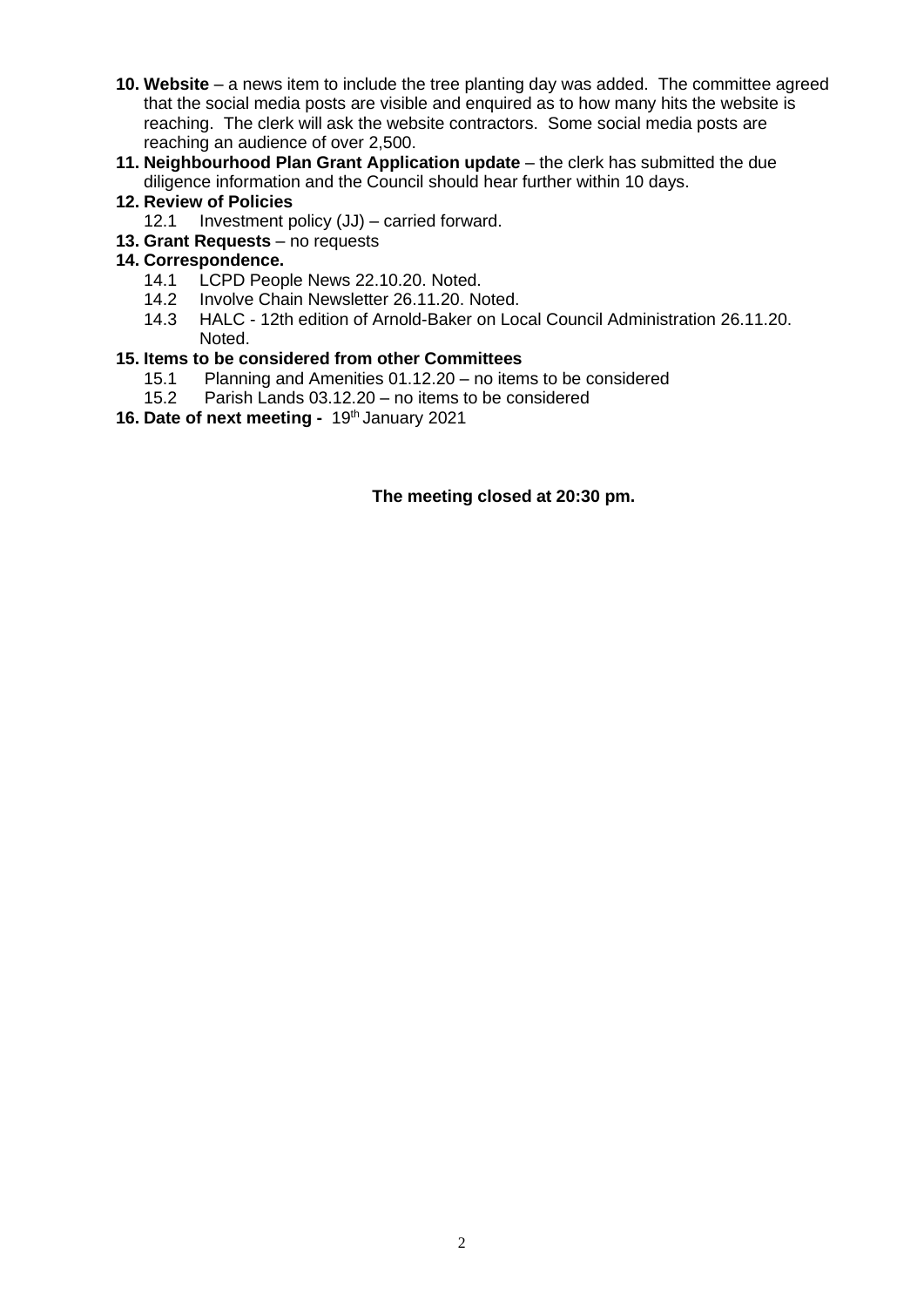**10. Website** – a news item to include the tree planting day was added. The committee agreed that the social media posts are visible and enquired as to how many hits the website is reaching. The clerk will ask the website contractors. Some social media posts are reaching an audience of over 2,500.

**11. Neighbourhood Plan Grant Application update** – the clerk has submitted the due diligence information and the Council should hear further within 10 days.

**12. Review of Policies**

12.1 Investment policy (JJ) – carried forward.

**13. Grant Requests** – no requests

**14. Correspondence.**

14.1 LCPD People News 22.10.20. Noted.

14.2 Involve Chain Newsletter 26.11.20. Noted.

14.3 HALC - 12th edition of Arnold-Baker on Local Council Administration 26.11.20. Noted.

**15. Items to be considered from other Committees**

15.1 Planning and Amenities 01.12.20 – no items to be considered

15.2 Parish Lands 03.12.20 – no items to be considered

**16. Date of next meeting -** 19th January 2021

**The meeting closed at 20:30 pm.**